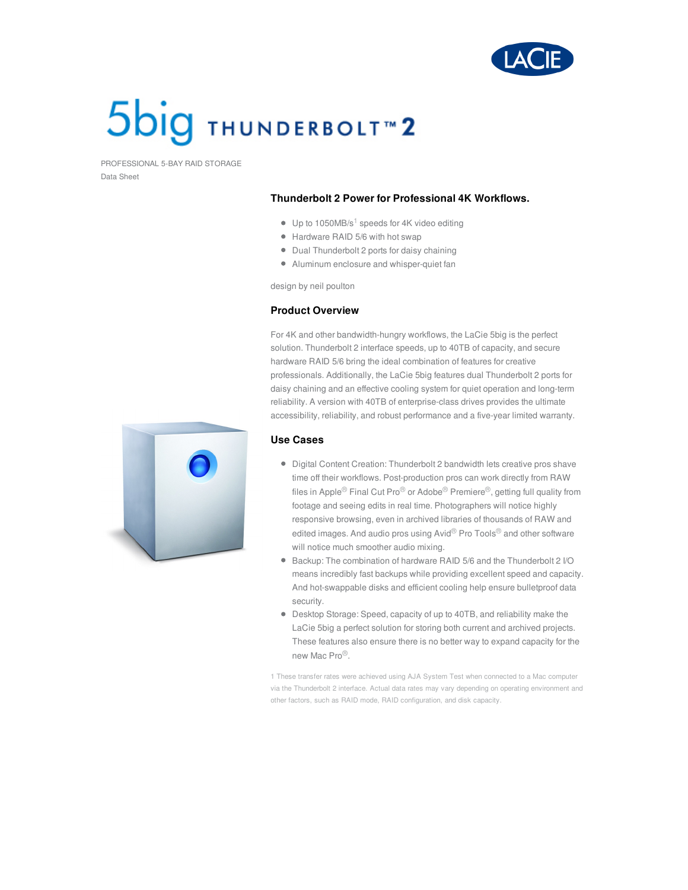# 5big THUNDERBOLT™ 2

PROFESSIONAL 5-BAY RAID STORAGE

Data Sheet

## Thunderbolt 2 Power for Professional 4K Workflows.

- Up to 1050MB/s[1] speeds for 4K video editing
- Hardware RAID 5/6 with hot swap
- Dual Thunderbolt 2 ports for daisy chaining
- Aluminum enclosure and whisper-quiet fan

design by neil poulton

## Product Overview

For 4K and other bandwidth-hungry workflows, the LaCie 5big is the perfect solution. Thunderbolt 2 interface speeds, up to 40TB of capacity, and secure hardware RAID 5/6 bring the ideal combination of features for creative professionals. Additionally, the LaCie 5big features dual Thunderbolt 2 ports for daisy chaining and an effective cooling system for quiet operation and long-term reliability. A version with 40TB of enterprise-class drives provides the ultimate accessibility, reliability, and robust performance and a five-year limited warranty.

## Use Cases

- Digital Content Creation: Thunderbolt 2 bandwidth lets creative pros shave time off their workflows. Post-production pros can work directly from RAW files in Apple® Final Cut Pro® or Adobe® Premiere®, getting full quality from footage and seeing edits in real time. Photographers will notice highly responsive browsing, even in archived libraries of thousands of RAW and edited images. And audio pros using Avid® Pro Tools® and other software will notice much smoother audio mixing.
- Backup: The combination of hardware RAID 5/6 and the Thunderbolt 2 I/O means incredibly fast backups while providing excellent speed and capacity. And hot-swappable disks and efficient cooling help ensure bulletproof data security.
- Desktop Storage: Speed, capacity of up to 40TB, and reliability make the LaCie 5big a perfect solution for storing both current and archived projects. These features also ensure there is no better way to expand capacity for the new Mac Pro®.

1 These transfer rates were achieved using AJA System Test when connected to a Mac computer via the Thunderbolt 2 interface. Actual data rates may vary depending on operating environment and other factors, such as RAID mode, RAID configuration, and disk capacity.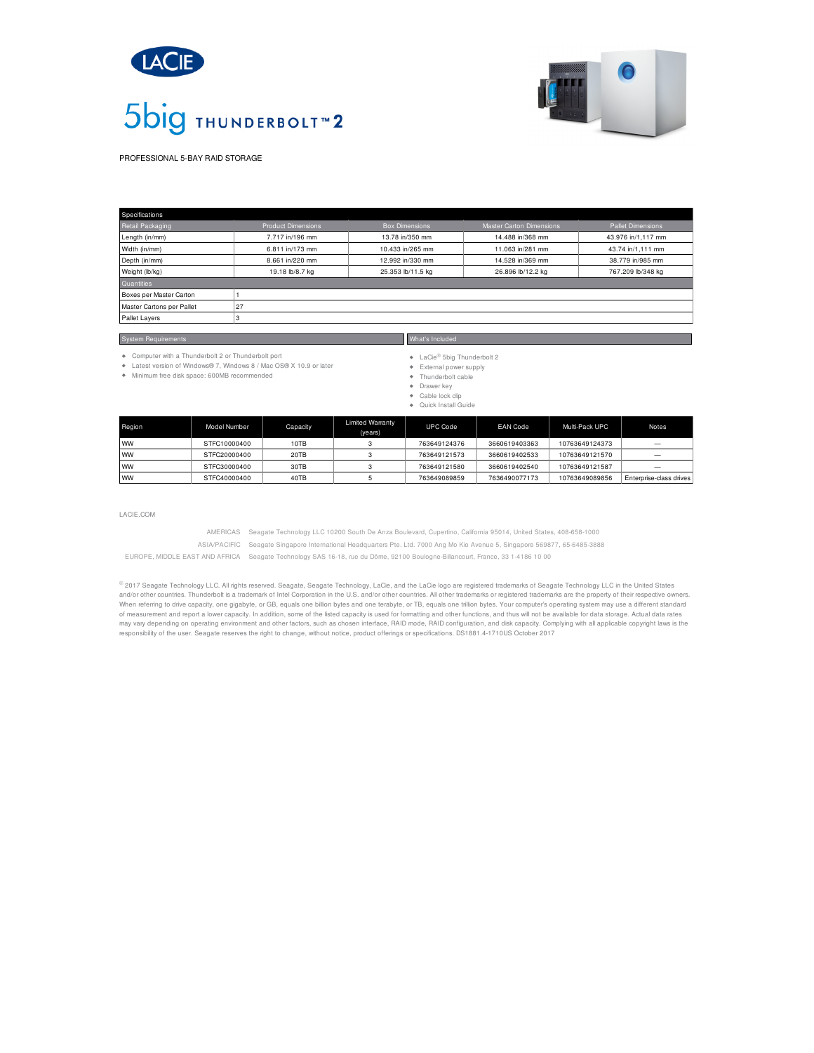# 5big THUNDERBOLT™ 2

PROFESSIONAL 5-BAY RAID STORAGE

| Specifications | | | | |
|---|---|---|---|---|
| Retail Packaging | Product Dimensions | Box Dimensions | Master Carton Dimensions | Pallet Dimensions |
| Length (in/mm) | 7.717 in/196 mm | 13.78 in/350 mm | 14.488 in/368 mm | 43.976 in/1,117 mm |
| Width (in/mm) | 6.811 in/173 mm | 10.433 in/265 mm | 11.063 in/281 mm | 43.74 in/1,111 mm |
| Depth (in/mm) | 8.661 in/220 mm | 12.992 in/330 mm | 14.528 in/369 mm | 38.779 in/985 mm |
| Weight (lb/kg) | 19.18 lb/8.7 kg | 25.353 lb/11.5 kg | 26.896 lb/12.2 kg | 767.209 lb/348 kg |
| Quantities | | | | |
| Boxes per Master Carton | 1 | | | |
| Master Cartons per Pallet | 27 | | | |
| Pallet Layers | 3 | | | |

## System Requirements

- Computer with a Thunderbolt 2 or Thunderbolt port
- Latest version of Windows® 7, Windows 8 / Mac OS® X 10.9 or later
- Minimum free disk space: 600MB recommended

## What's Included

- LaCie® 5big Thunderbolt 2
- External power supply
- Thunderbolt cable
- Drawer key
- Cable lock clip
- Quick Install Guide

| Region | Model Number | Capacity | Limited Warranty (years) | UPC Code | EAN Code | Multi-Pack UPC | Notes |
|---|---|---|---|---|---|---|---|
| WW | STFC10000400 | 10TB | 3 | 763649124376 | 3660619403363 | 10763649124373 | — |
| WW | STFC20000400 | 20TB | 3 | 763649121573 | 3660619402533 | 10763649121570 | — |
| WW | STFC30000400 | 30TB | 3 | 763649121580 | 3660619402540 | 10763649121587 | — |
| WW | STFC40000400 | 40TB | 5 | 763649089859 | 7636490077173 | 10763649089856 | Enterprise-class drives |

LACIE.COM

AMERICAS Seagate Technology LLC 10200 South De Anza Boulevard, Cupertino, California 95014, United States, 408-658-1000

ASIA/PACIFIC Seagate Singapore International Headquarters Pte. Ltd. 7000 Ang Mo Kio Avenue 5, Singapore 569877, 65-6485-3888

EUROPE, MIDDLE EAST AND AFRICA Seagate Technology SAS 16-18, rue du Dôme, 92100 Boulogne-Billancourt, France, 33 1-4186 10 00

© 2017 Seagate Technology LLC. All rights reserved. Seagate, Seagate Technology, LaCie, and the LaCie logo are registered trademarks of Seagate Technology LLC in the United States and/or other countries. Thunderbolt is a trademark of Intel Corporation in the U.S. and/or other countries. All other trademarks or registered trademarks are the property of their respective owners. When referring to drive capacity, one gigabyte, or GB, equals one billion bytes and one terabyte, or TB, equals one trillion bytes. Your computer's operating system may use a different standard of measurement and report a lower capacity. In addition, some of the listed capacity is used for formatting and other functions, and thus will not be available for data storage. Actual data rates may vary depending on operating environment and other factors, such as chosen interface, RAID mode, RAID configuration, and disk capacity. Complying with all applicable copyright laws is the responsibility of the user. Seagate reserves the right to change, without notice, product offerings or specifications. DS1881.4-1710US October 2017